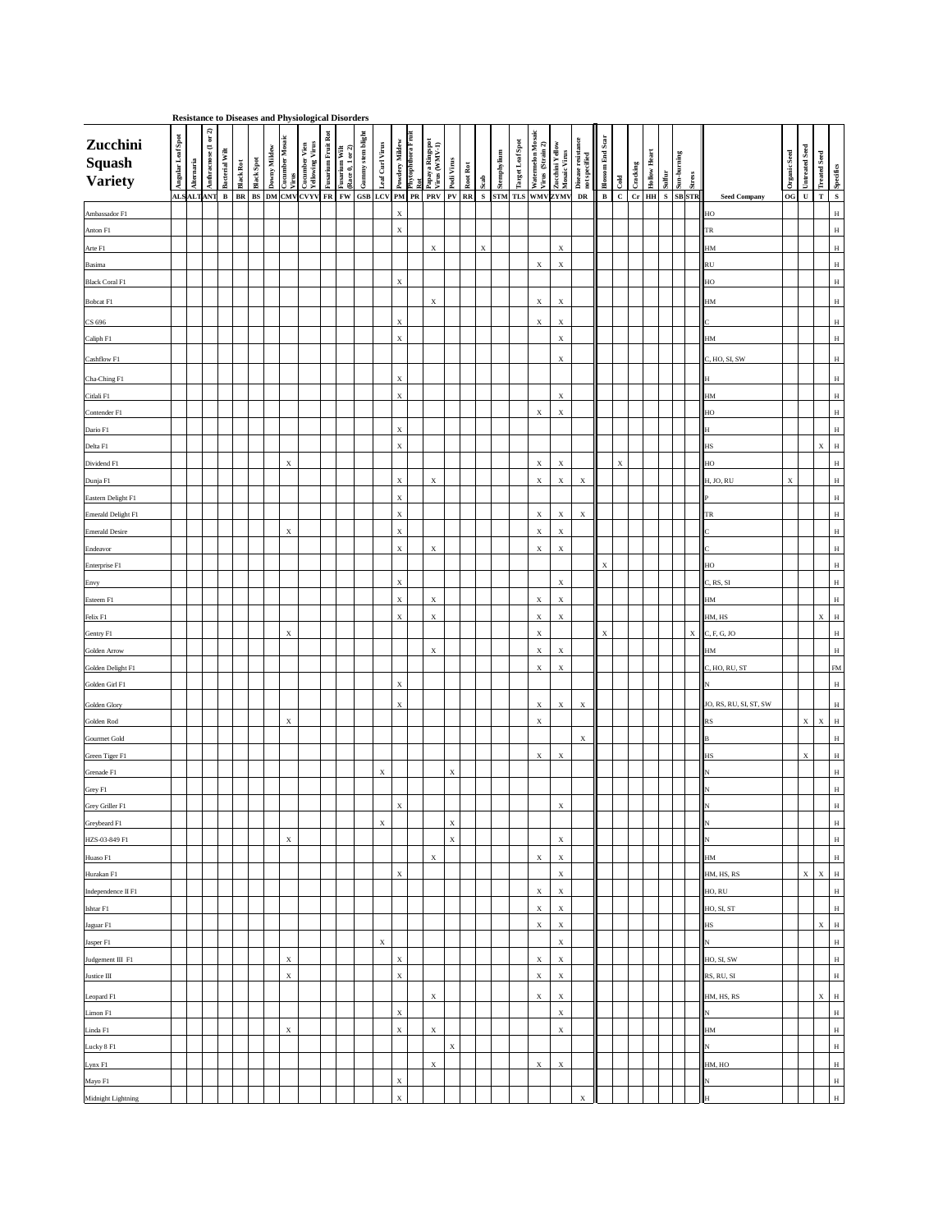**Resistance to Diseases and Physiological Disorders**

| Zucchini Squash Variety | Angular Leaf Spot ALS | Alternaria ALT | Anthracnose (1 or 2) ANT | Bacterial Wilt B | Black Rot BR | Black Spot BS | Downy Mildew DM | Cucumber Mosaic Virus CMV | Cucumber Vien Yellowing Virus CVYV | Fusarium Fruit Rot FR | Fusarium Wilt (Race 0, 1 or 2) FW | Gummy stem blight GSB | Leaf Curl Virus LCV | Powdery Mildew PM | Phytophthora Fruit Rot PR | Papaya Ringspot Virus (WMV-1) PRV | Pod Virus PV | Root Rot RR | Scab S | Stemphylium STM | Target Leaf Spot TLS | Watermelon Mosaic Virus (Strain 2) WMV | Zucchini Yellow Mosaic Virus ZYMV | Disease resistance not specified DR | Blossom End Scar B | Cold C | Cracking Cr | Hollow Heart HH | Sulfur S | Sun-burning SB | Stress STR | Seed Company | Organic Seed OG | Untreated Seed U | Treated Seed T | Specifics S |
|---|---|---|---|---|---|---|---|---|---|---|---|---|---|---|---|---|---|---|---|---|---|---|---|---|---|---|---|---|---|---|---|---|---|---|---|---|
| Ambassador F1 | | | | | | | | | | | | | | X | | | | | | | | | | | | | | | | | | HO | | | | H |
| Anton F1 | | | | | | | | | | | | | | X | | | | | | | | | | | | | | | | | | TR | | | | H |
| Arte F1 | | | | | | | | | | | | | | | | X | | | X | | | | X | | | | | | | | | HM | | | | H |
| Basima | | | | | | | | | | | | | | | | | | | | | | X | X | | | | | | | | | RU | | | | H |
| Black Coral F1 | | | | | | | | | | | | | | X | | | | | | | | | | | | | | | | | | HO | | | | H |
| Bobcat F1 | | | | | | | | | | | | | | | | X | | | | | | X | X | | | | | | | | | HM | | | | H |
| CS 696 | | | | | | | | | | | | | | X | | | | | | | | X | X | | | | | | | | | C | | | | H |
| Caliph F1 | | | | | | | | | | | | | | X | | | | | | | | | X | | | | | | | | | HM | | | | H |
| Cashflow F1 | | | | | | | | | | | | | | | | | | | | | | | X | | | | | | | | | C, HO, SI, SW | | | | H |
| Cha-Ching F1 | | | | | | | | | | | | | | X | | | | | | | | | | | | | | | | | | H | | | | H |
| Citlali F1 | | | | | | | | | | | | | | X | | | | | | | | | X | | | | | | | | | HM | | | | H |
| Contender F1 | | | | | | | | | | | | | | | | | | | | | | X | X | | | | | | | | | HO | | | | H |
| Dario F1 | | | | | | | | | | | | | | X | | | | | | | | | | | | | | | | | | H | | | | H |
| Delta F1 | | | | | | | | | | | | | | X | | | | | | | | | | | | | | | | | | HS | | | X | H |
| Dividend F1 | | | | | | | | X | | | | | | | | | | | | | | X | X | | | X | | | | | | HO | | | | H |
| Dunja F1 | | | | | | | | | | | | | | X | | X | | | | | | X | X | X | | | | | | | | H, JO, RU | X | | | H |
| Eastern Delight F1 | | | | | | | | | | | | | | X | | | | | | | | | | | | | | | | | | P | | | | H |
| Emerald Delight F1 | | | | | | | | | | | | | | X | | | | | | | | X | X | X | | | | | | | | TR | | | | H |
| Emerald Desire | | | | | | | | X | | | | | | X | | | | | | | | X | X | | | | | | | | | C | | | | H |
| Endeavor | | | | | | | | | | | | | | X | | X | | | | | | X | X | | | | | | | | | C | | | | H |
| Enterprise F1 | | | | | | | | | | | | | | | | | | | | | | | | | X | | | | | | | HO | | | | H |
| Envy | | | | | | | | | | | | | | X | | | | | | | | | X | | | | | | | | | C, RS, SI | | | | H |
| Esteem F1 | | | | | | | | | | | | | | X | | X | | | | | | X | X | | | | | | | | | HM | | | | H |
| Felix F1 | | | | | | | | | | | | | | X | | X | | | | | | X | X | | | | | | | | | HM, HS | | | X | H |
| Gentry F1 | | | | | | | | X | | | | | | | | | | | | | | X | | | X | | | | | | X | C, F, G, JO | | | | H |
| Golden Arrow | | | | | | | | | | | | | | | | X | | | | | | X | X | | | | | | | | | HM | | | | H |
| Golden Delight F1 | | | | | | | | | | | | | | | | | | | | | | X | X | | | | | | | | | C, HO, RU, ST | | | | FM |
| Golden Girl F1 | | | | | | | | | | | | | | X | | | | | | | | | | | | | | | | | | N | | | | H |
| Golden Glory | | | | | | | | | | | | | | X | | | | | | | | X | X | X | | | | | | | | JO, RS, RU, SI, ST, SW | | | | H |
| Golden Rod | | | | | | | | X | | | | | | | | | | | | | | X | | | | | | | | | | RS | | X | X | H |
| Gourmet Gold | | | | | | | | | | | | | | | | | | | | | | | | X | | | | | | | | B | | | | H |
| Green Tiger F1 | | | | | | | | | | | | | | | | | | | | | | X | X | | | | | | | | | HS | | X | | H |
| Grenade F1 | | | | | | | | | | | | | X | | | | X | | | | | | | | | | | | | | | N | | | | H |
| Grey F1 | | | | | | | | | | | | | | | | | | | | | | | | | | | | | | | | N | | | | H |
| Grey Griller F1 | | | | | | | | | | | | | | X | | | | | | | | | X | | | | | | | | | N | | | | H |
| Greybeard F1 | | | | | | | | | | | | | X | | | | X | | | | | | | | | | | | | | | N | | | | H |
| HZS-03-849 F1 | | | | | | | | X | | | | | | | | | X | | | | | | X | | | | | | | | | N | | | | H |
| Huaso F1 | | | | | | | | | | | | | | | | X | | | | | | X | X | | | | | | | | | HM | | | | H |
| Hurakan F1 | | | | | | | | | | | | | | X | | | | | | | | | X | | | | | | | | | HM, HS, RS | | X | X | H |
| Independence II F1 | | | | | | | | | | | | | | | | | | | | | | X | X | | | | | | | | | HO, RU | | | | H |
| Ishtar F1 | | | | | | | | | | | | | | | | | | | | | | X | X | | | | | | | | | HO, SI, ST | | | | H |
| Jaguar F1 | | | | | | | | | | | | | | | | | | | | | | X | X | | | | | | | | | HS | | | X | H |
| Jasper F1 | | | | | | | | | | | | | X | | | | | | | | | | X | | | | | | | | | N | | | | H |
| Judgement III F1 | | | | | | | | X | | | | | | X | | | | | | | | X | X | | | | | | | | | HO, SI, SW | | | | H |
| Justice III | | | | | | | | X | | | | | | X | | | | | | | | X | X | | | | | | | | | RS, RU, SI | | | | H |
| Leopard F1 | | | | | | | | | | | | | | | | X | | | | | | X | X | | | | | | | | | HM, HS, RS | | | X | H |
| Limon F1 | | | | | | | | | | | | | | X | | | | | | | | | X | | | | | | | | | N | | | | H |
| Linda F1 | | | | | | | | X | | | | | | X | | X | | | | | | | X | | | | | | | | | HM | | | | H |
| Lucky 8 F1 | | | | | | | | | | | | | | | | | X | | | | | | | | | | | | | | | N | | | | H |
| Lynx F1 | | | | | | | | | | | | | | | | X | | | | | | X | X | | | | | | | | | HM, HO | | | | H |
| Mayo F1 | | | | | | | | | | | | | | X | | | | | | | | | | | | | | | | | | N | | | | H |
| Midnight Lightning | | | | | | | | | | | | | | X | | | | | | | | | | X | | | | | | | | H | | | | H |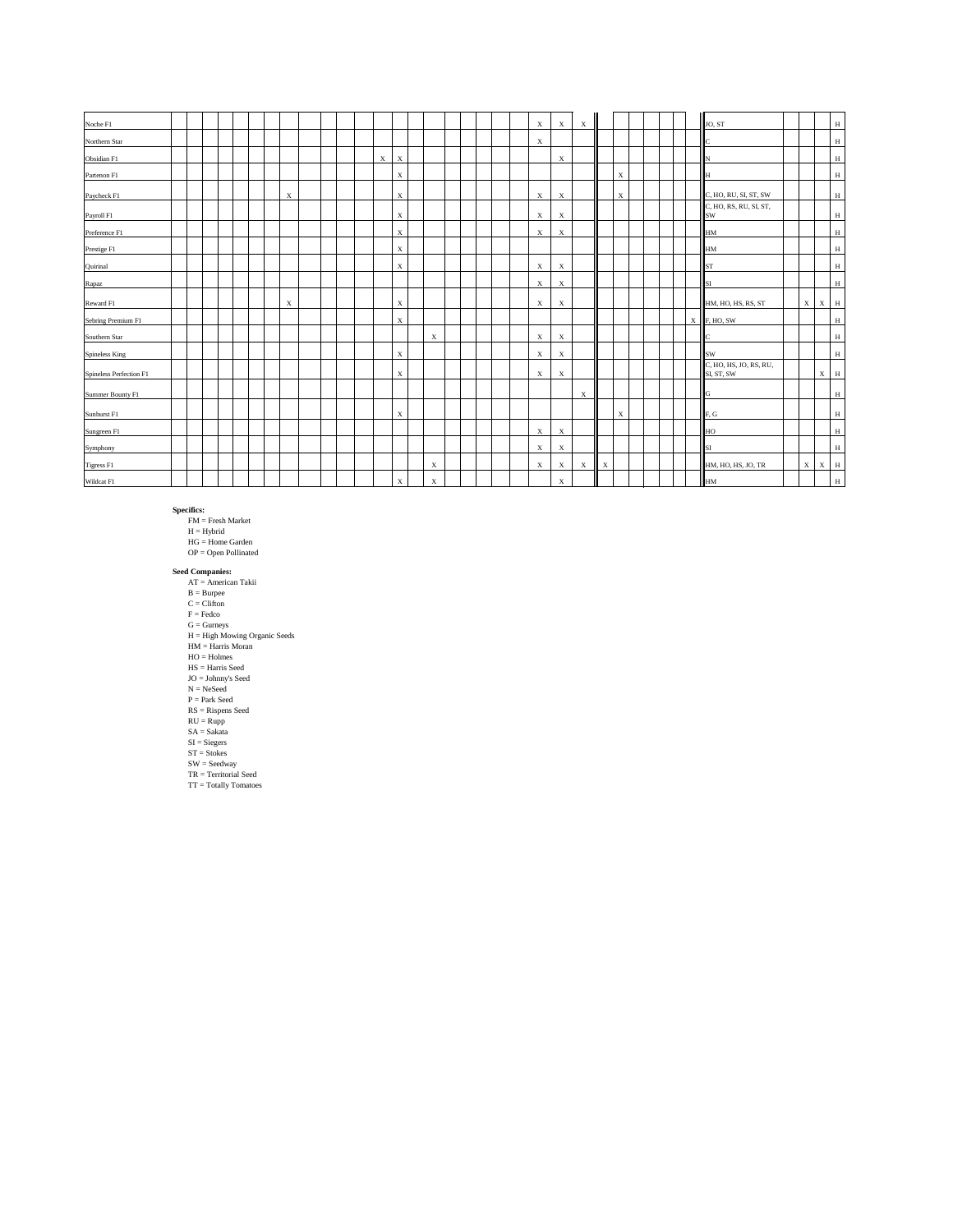| | | | | | | | | | | | | | | | | | | | | | | | | | | | | | | | | | | | |
|---|---|---|---|---|---|---|---|---|---|---|---|---|---|---|---|---|---|---|---|---|---|---|---|---|---|---|---|---|---|---|---|---|---|---|---|
| Noche F1 | | | | | | | | | | | | | | | | | | | | | X | X | X | | | | | | | JO, ST | | | | H |
| Northern Star | | | | | | | | | | | | | | | | | | | | | X | | | | | | | | | C | | | | H |
| Obsidian F1 | | | | | | | | | | | | | X | X | | | | | | | | X | | | | | | | | N | | | | H |
| Partenon F1 | | | | | | | | | | | | | | X | | | | | | | | | | | X | | | | | H | | | | H |
| Paycheck F1 | | | | | | | | X | | | | | | X | | | | | | | X | X | | | X | | | | | C, HO, RU, SI, ST, SW | | | | H |
| Payroll F1 | | | | | | | | | | | | | | X | | | | | | | X | X | | | | | | | | C, HO, RS, RU, SI, ST, SW | | | | H |
| Preference F1 | | | | | | | | | | | | | | X | | | | | | | X | X | | | | | | | | HM | | | | H |
| Prestige F1 | | | | | | | | | | | | | | X | | | | | | | | | | | | | | | | HM | | | | H |
| Quirinal | | | | | | | | | | | | | | X | | | | | | | X | X | | | | | | | | ST | | | | H |
| Rapaz | | | | | | | | | | | | | | | | | | | | | X | X | | | | | | | | SI | | | | H |
| Reward F1 | | | | | | | | X | | | | | | X | | | | | | | X | X | | | | | | | | HM, HO, HS, RS, ST | | X | X | H |
| Sebring Premium F1 | | | | | | | | | | | | | | X | | | | | | | | | | | | | | | X | F, HO, SW | | | | H |
| Southern Star | | | | | | | | | | | | | | | | X | | | | | X | X | | | | | | | | C | | | | H |
| Spineless King | | | | | | | | | | | | | | X | | | | | | | X | X | | | | | | | | SW | | | | H |
| Spineless Perfection F1 | | | | | | | | | | | | | | X | | | | | | | X | X | | | | | | | | C, HO, HS, JO, RS, RU, SI, ST, SW | | | X | H |
| Summer Bounty F1 | | | | | | | | | | | | | | | | | | | | | | | X | | | | | | | G | | | | H |
| Sunburst F1 | | | | | | | | | | | | | | X | | | | | | | | | | | X | | | | | F, G | | | | H |
| Sungreen F1 | | | | | | | | | | | | | | | | | | | | | X | X | | | | | | | | HO | | | | H |
| Symphony | | | | | | | | | | | | | | | | | | | | | X | X | | | | | | | | SI | | | | H |
| Tigress F1 | | | | | | | | | | | | | | | | X | | | | | X | X | X | X | | | | | | HM, HO, HS, JO, TR | | X | X | H |
| Wildcat F1 | | | | | | | | | | | | | | X | | X | | | | | | X | | | | | | | | HM | | | | H |

**Specifics:**

FM = Fresh Market
H = Hybrid
HG = Home Garden
OP = Open Pollinated

**Seed Companies:**

AT = American Takii
B = Burpee
C = Clifton
F = Fedco
G = Gurneys
H = High Mowing Organic Seeds
HM = Harris Moran
HO = Holmes
HS = Harris Seed
JO = Johnny's Seed
N = NeSeed
P = Park Seed
RS = Rispens Seed
RU = Rupp
SA = Sakata
SI = Siegers
ST = Stokes
SW = Seedway
TR = Territorial Seed
TT = Totally Tomatoes